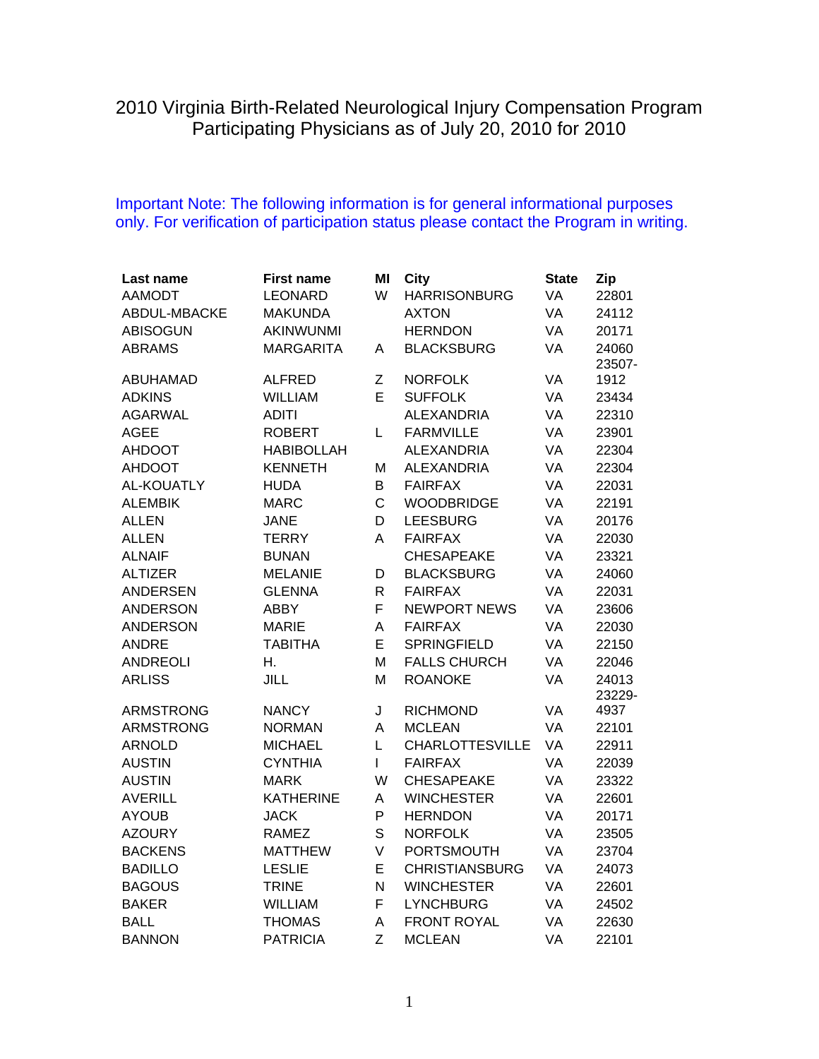# 2010 Virginia Birth-Related Neurological Injury Compensation Program Participating Physicians as of July 20, 2010 for 2010

Important Note: The following information is for general informational purposes only. For verification of participation status please contact the Program in writing.

| Last name | First name | MI | City | State | Zip |
|---|---|---|---|---|---|
| AAMODT | LEONARD | W | HARRISONBURG | VA | 22801 |
| ABDUL-MBACKE | MAKUNDA | | AXTON | VA | 24112 |
| ABISOGUN | AKINWUNMI | | HERNDON | VA | 20171 |
| ABRAMS | MARGARITA | A | BLACKSBURG | VA | 24060 |
| ABUHAMAD | ALFRED | Z | NORFOLK | VA | 23507-1912 |
| ADKINS | WILLIAM | E | SUFFOLK | VA | 23434 |
| AGARWAL | ADITI | | ALEXANDRIA | VA | 22310 |
| AGEE | ROBERT | L | FARMVILLE | VA | 23901 |
| AHDOOT | HABIBOLLAH | | ALEXANDRIA | VA | 22304 |
| AHDOOT | KENNETH | M | ALEXANDRIA | VA | 22304 |
| AL-KOUATLY | HUDA | B | FAIRFAX | VA | 22031 |
| ALEMBIK | MARC | C | WOODBRIDGE | VA | 22191 |
| ALLEN | JANE | D | LEESBURG | VA | 20176 |
| ALLEN | TERRY | A | FAIRFAX | VA | 22030 |
| ALNAIF | BUNAN | | CHESAPEAKE | VA | 23321 |
| ALTIZER | MELANIE | D | BLACKSBURG | VA | 24060 |
| ANDERSEN | GLENNA | R | FAIRFAX | VA | 22031 |
| ANDERSON | ABBY | F | NEWPORT NEWS | VA | 23606 |
| ANDERSON | MARIE | A | FAIRFAX | VA | 22030 |
| ANDRE | TABITHA | E | SPRINGFIELD | VA | 22150 |
| ANDREOLI | H. | M | FALLS CHURCH | VA | 22046 |
| ARLISS | JILL | M | ROANOKE | VA | 24013 |
| ARMSTRONG | NANCY | J | RICHMOND | VA | 23229-4937 |
| ARMSTRONG | NORMAN | A | MCLEAN | VA | 22101 |
| ARNOLD | MICHAEL | L | CHARLOTTESVILLE | VA | 22911 |
| AUSTIN | CYNTHIA | I | FAIRFAX | VA | 22039 |
| AUSTIN | MARK | W | CHESAPEAKE | VA | 23322 |
| AVERILL | KATHERINE | A | WINCHESTER | VA | 22601 |
| AYOUB | JACK | P | HERNDON | VA | 20171 |
| AZOURY | RAMEZ | S | NORFOLK | VA | 23505 |
| BACKENS | MATTHEW | V | PORTSMOUTH | VA | 23704 |
| BADILLO | LESLIE | E | CHRISTIANSBURG | VA | 24073 |
| BAGOUS | TRINE | N | WINCHESTER | VA | 22601 |
| BAKER | WILLIAM | F | LYNCHBURG | VA | 24502 |
| BALL | THOMAS | A | FRONT ROYAL | VA | 22630 |
| BANNON | PATRICIA | Z | MCLEAN | VA | 22101 |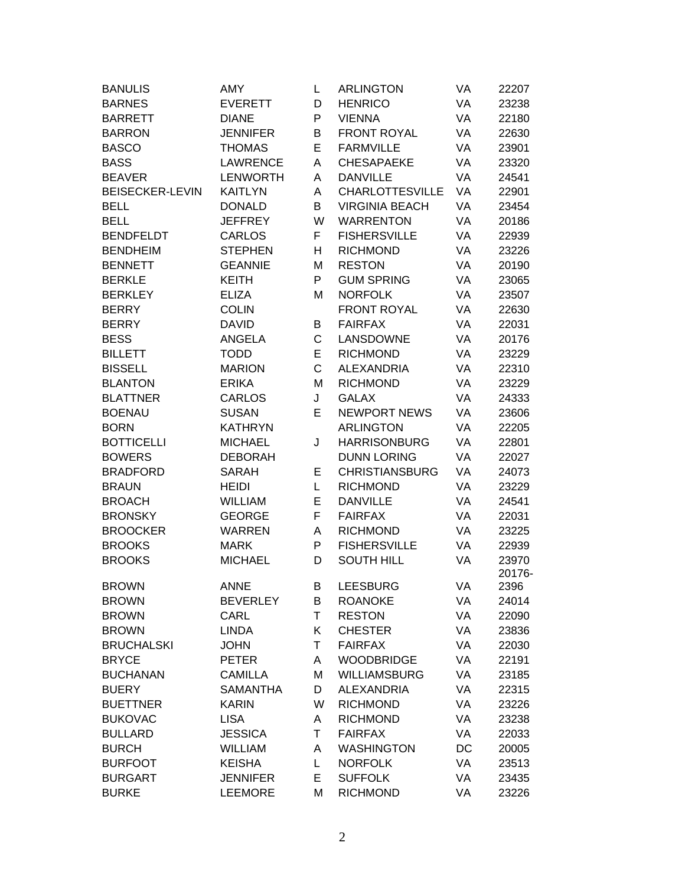| | | | | | |
|---|---|---|---|---|---|
| BANULIS | AMY | L | ARLINGTON | VA | 22207 |
| BARNES | EVERETT | D | HENRICO | VA | 23238 |
| BARRETT | DIANE | P | VIENNA | VA | 22180 |
| BARRON | JENNIFER | B | FRONT ROYAL | VA | 22630 |
| BASCO | THOMAS | E | FARMVILLE | VA | 23901 |
| BASS | LAWRENCE | A | CHESAPAEKE | VA | 23320 |
| BEAVER | LENWORTH | A | DANVILLE | VA | 24541 |
| BEISECKER-LEVIN | KAITLYN | A | CHARLOTTESVILLE | VA | 22901 |
| BELL | DONALD | B | VIRGINIA BEACH | VA | 23454 |
| BELL | JEFFREY | W | WARRENTON | VA | 20186 |
| BENDFELDT | CARLOS | F | FISHERSVILLE | VA | 22939 |
| BENDHEIM | STEPHEN | H | RICHMOND | VA | 23226 |
| BENNETT | GEANNIE | M | RESTON | VA | 20190 |
| BERKLE | KEITH | P | GUM SPRING | VA | 23065 |
| BERKLEY | ELIZA | M | NORFOLK | VA | 23507 |
| BERRY | COLIN | | FRONT ROYAL | VA | 22630 |
| BERRY | DAVID | B | FAIRFAX | VA | 22031 |
| BESS | ANGELA | C | LANSDOWNE | VA | 20176 |
| BILLETT | TODD | E | RICHMOND | VA | 23229 |
| BISSELL | MARION | C | ALEXANDRIA | VA | 22310 |
| BLANTON | ERIKA | M | RICHMOND | VA | 23229 |
| BLATTNER | CARLOS | J | GALAX | VA | 24333 |
| BOENAU | SUSAN | E | NEWPORT NEWS | VA | 23606 |
| BORN | KATHRYN | | ARLINGTON | VA | 22205 |
| BOTTICELLI | MICHAEL | J | HARRISONBURG | VA | 22801 |
| BOWERS | DEBORAH | | DUNN LORING | VA | 22027 |
| BRADFORD | SARAH | E | CHRISTIANSBURG | VA | 24073 |
| BRAUN | HEIDI | L | RICHMOND | VA | 23229 |
| BROACH | WILLIAM | E | DANVILLE | VA | 24541 |
| BRONSKY | GEORGE | F | FAIRFAX | VA | 22031 |
| BROOCKER | WARREN | A | RICHMOND | VA | 23225 |
| BROOKS | MARK | P | FISHERSVILLE | VA | 22939 |
| BROOKS | MICHAEL | D | SOUTH HILL | VA | 23970 |
| BROWN | ANNE | B | LEESBURG | VA | 20176-2396 |
| BROWN | BEVERLEY | B | ROANOKE | VA | 24014 |
| BROWN | CARL | T | RESTON | VA | 22090 |
| BROWN | LINDA | K | CHESTER | VA | 23836 |
| BRUCHALSKI | JOHN | T | FAIRFAX | VA | 22030 |
| BRYCE | PETER | A | WOODBRIDGE | VA | 22191 |
| BUCHANAN | CAMILLA | M | WILLIAMSBURG | VA | 23185 |
| BUERY | SAMANTHA | D | ALEXANDRIA | VA | 22315 |
| BUETTNER | KARIN | W | RICHMOND | VA | 23226 |
| BUKOVAC | LISA | A | RICHMOND | VA | 23238 |
| BULLARD | JESSICA | T | FAIRFAX | VA | 22033 |
| BURCH | WILLIAM | A | WASHINGTON | DC | 20005 |
| BURFOOT | KEISHA | L | NORFOLK | VA | 23513 |
| BURGART | JENNIFER | E | SUFFOLK | VA | 23435 |
| BURKE | LEEMORE | M | RICHMOND | VA | 23226 |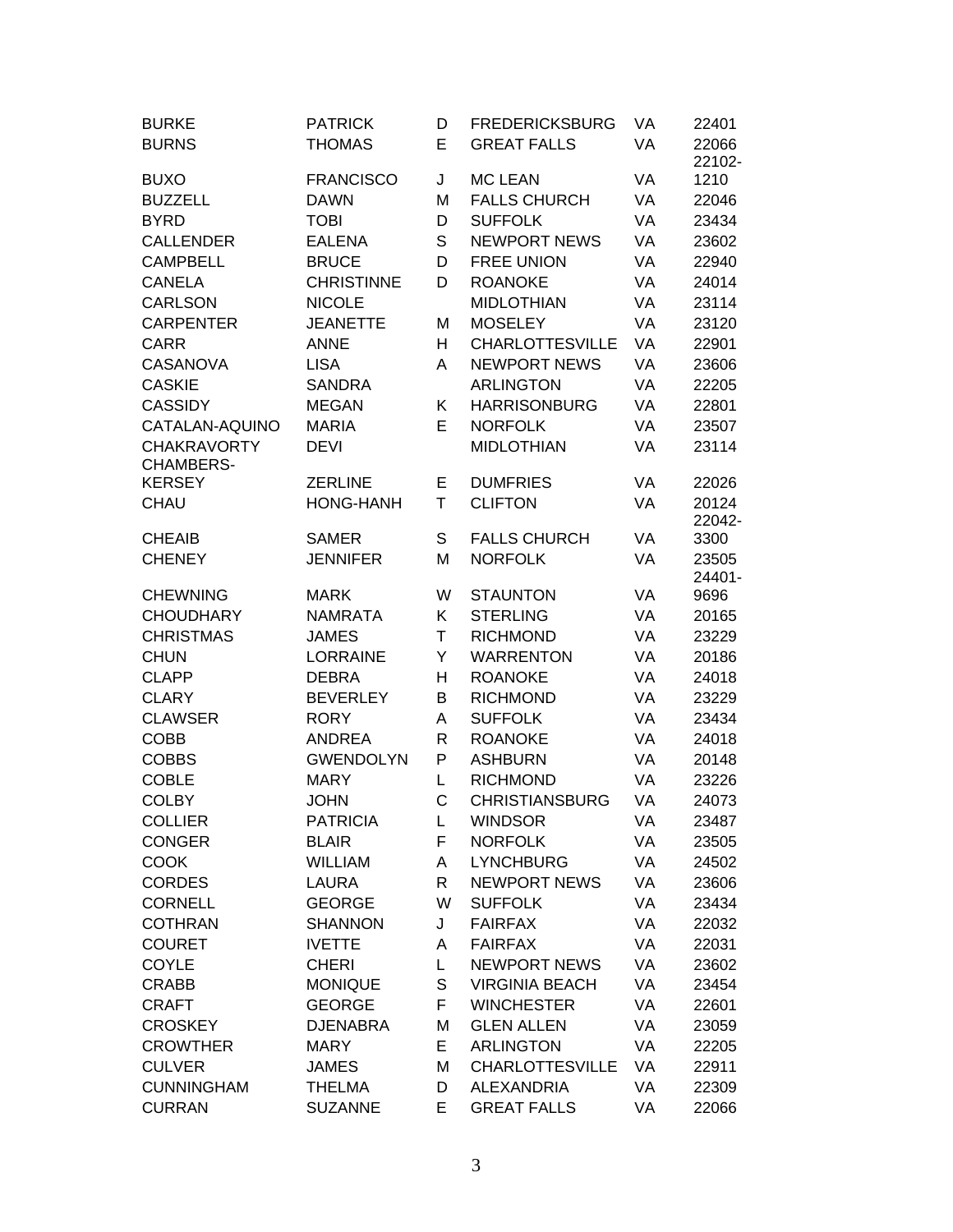| | | | | | |
|---|---|---|---|---|---|
| BURKE | PATRICK | D | FREDERICKSBURG | VA | 22401 |
| BURNS | THOMAS | E | GREAT FALLS | VA | 22066 |
| BUXO | FRANCISCO | J | MC LEAN | VA | 22102-1210 |
| BUZZELL | DAWN | M | FALLS CHURCH | VA | 22046 |
| BYRD | TOBI | D | SUFFOLK | VA | 23434 |
| CALLENDER | EALENA | S | NEWPORT NEWS | VA | 23602 |
| CAMPBELL | BRUCE | D | FREE UNION | VA | 22940 |
| CANELA | CHRISTINNE | D | ROANOKE | VA | 24014 |
| CARLSON | NICOLE | | MIDLOTHIAN | VA | 23114 |
| CARPENTER | JEANETTE | M | MOSELEY | VA | 23120 |
| CARR | ANNE | H | CHARLOTTESVILLE | VA | 22901 |
| CASANOVA | LISA | A | NEWPORT NEWS | VA | 23606 |
| CASKIE | SANDRA | | ARLINGTON | VA | 22205 |
| CASSIDY | MEGAN | K | HARRISONBURG | VA | 22801 |
| CATALAN-AQUINO | MARIA | E | NORFOLK | VA | 23507 |
| CHAKRAVORTY | DEVI | | MIDLOTHIAN | VA | 23114 |
| CHAMBERS-KERSEY | ZERLINE | E | DUMFRIES | VA | 22026 |
| CHAU | HONG-HANH | T | CLIFTON | VA | 20124 |
| CHEAIB | SAMER | S | FALLS CHURCH | VA | 22042-3300 |
| CHENEY | JENNIFER | M | NORFOLK | VA | 23505 |
| CHEWNING | MARK | W | STAUNTON | VA | 24401-9696 |
| CHOUDHARY | NAMRATA | K | STERLING | VA | 20165 |
| CHRISTMAS | JAMES | T | RICHMOND | VA | 23229 |
| CHUN | LORRAINE | Y | WARRENTON | VA | 20186 |
| CLAPP | DEBRA | H | ROANOKE | VA | 24018 |
| CLARY | BEVERLEY | B | RICHMOND | VA | 23229 |
| CLAWSER | RORY | A | SUFFOLK | VA | 23434 |
| COBB | ANDREA | R | ROANOKE | VA | 24018 |
| COBBS | GWENDOLYN | P | ASHBURN | VA | 20148 |
| COBLE | MARY | L | RICHMOND | VA | 23226 |
| COLBY | JOHN | C | CHRISTIANSBURG | VA | 24073 |
| COLLIER | PATRICIA | L | WINDSOR | VA | 23487 |
| CONGER | BLAIR | F | NORFOLK | VA | 23505 |
| COOK | WILLIAM | A | LYNCHBURG | VA | 24502 |
| CORDES | LAURA | R | NEWPORT NEWS | VA | 23606 |
| CORNELL | GEORGE | W | SUFFOLK | VA | 23434 |
| COTHRAN | SHANNON | J | FAIRFAX | VA | 22032 |
| COURET | IVETTE | A | FAIRFAX | VA | 22031 |
| COYLE | CHERI | L | NEWPORT NEWS | VA | 23602 |
| CRABB | MONIQUE | S | VIRGINIA BEACH | VA | 23454 |
| CRAFT | GEORGE | F | WINCHESTER | VA | 22601 |
| CROSKEY | DJENABRA | M | GLEN ALLEN | VA | 23059 |
| CROWTHER | MARY | E | ARLINGTON | VA | 22205 |
| CULVER | JAMES | M | CHARLOTTESVILLE | VA | 22911 |
| CUNNINGHAM | THELMA | D | ALEXANDRIA | VA | 22309 |
| CURRAN | SUZANNE | E | GREAT FALLS | VA | 22066 |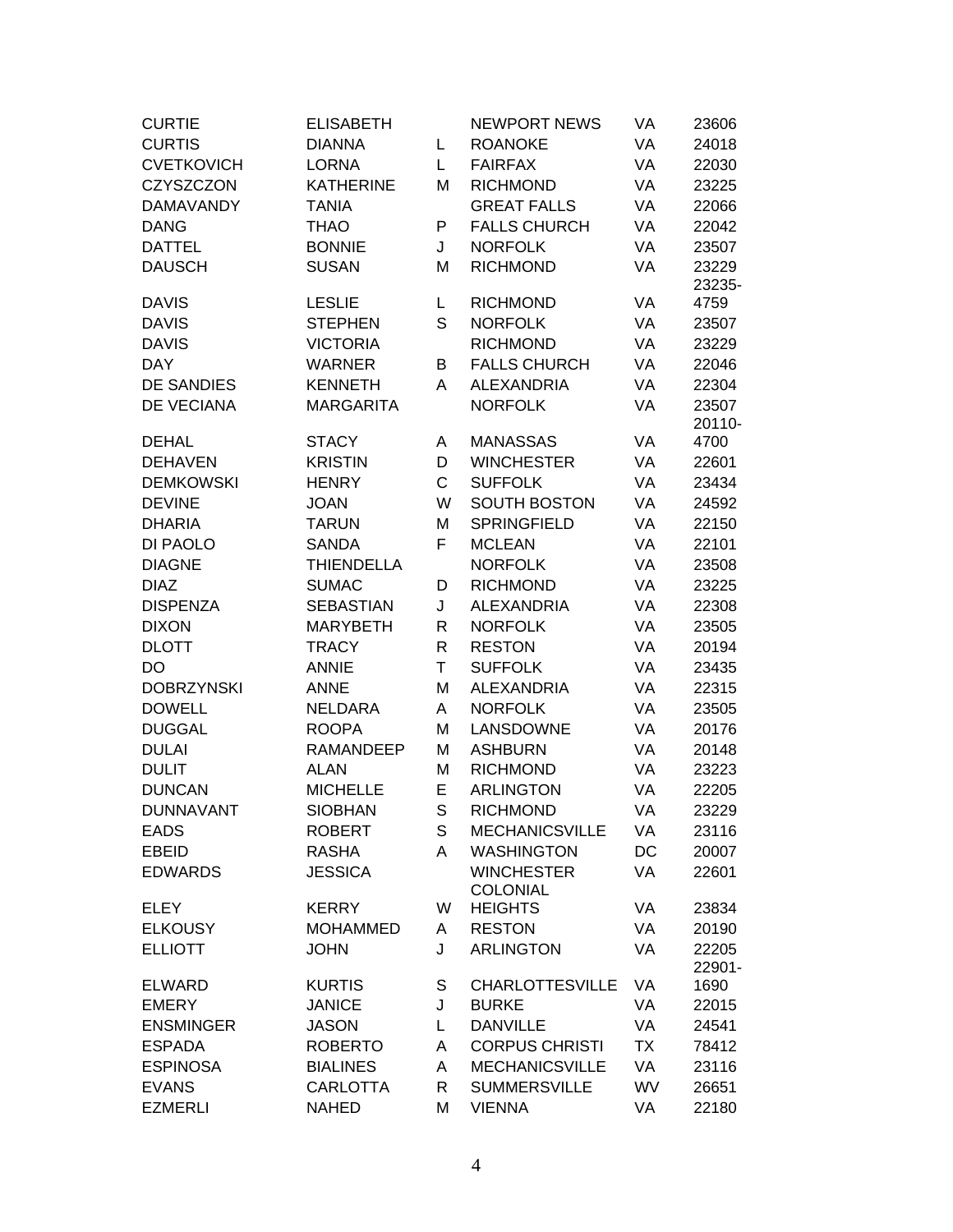| | | | | | |
|---|---|---|---|---|---|
| CURTIE | ELISABETH | | NEWPORT NEWS | VA | 23606 |
| CURTIS | DIANNA | L | ROANOKE | VA | 24018 |
| CVETKOVICH | LORNA | L | FAIRFAX | VA | 22030 |
| CZYSZCZON | KATHERINE | M | RICHMOND | VA | 23225 |
| DAMAVANDY | TANIA | | GREAT FALLS | VA | 22066 |
| DANG | THAO | P | FALLS CHURCH | VA | 22042 |
| DATTEL | BONNIE | J | NORFOLK | VA | 23507 |
| DAUSCH | SUSAN | M | RICHMOND | VA | 23229 |
| DAVIS | LESLIE | L | RICHMOND | VA | 23235-4759 |
| DAVIS | STEPHEN | S | NORFOLK | VA | 23507 |
| DAVIS | VICTORIA | | RICHMOND | VA | 23229 |
| DAY | WARNER | B | FALLS CHURCH | VA | 22046 |
| DE SANDIES | KENNETH | A | ALEXANDRIA | VA | 22304 |
| DE VECIANA | MARGARITA | | NORFOLK | VA | 23507 |
| DEHAL | STACY | A | MANASSAS | VA | 20110-4700 |
| DEHAVEN | KRISTIN | D | WINCHESTER | VA | 22601 |
| DEMKOWSKI | HENRY | C | SUFFOLK | VA | 23434 |
| DEVINE | JOAN | W | SOUTH BOSTON | VA | 24592 |
| DHARIA | TARUN | M | SPRINGFIELD | VA | 22150 |
| DI PAOLO | SANDA | F | MCLEAN | VA | 22101 |
| DIAGNE | THIENDELLA | | NORFOLK | VA | 23508 |
| DIAZ | SUMAC | D | RICHMOND | VA | 23225 |
| DISPENZA | SEBASTIAN | J | ALEXANDRIA | VA | 22308 |
| DIXON | MARYBETH | R | NORFOLK | VA | 23505 |
| DLOTT | TRACY | R | RESTON | VA | 20194 |
| DO | ANNIE | T | SUFFOLK | VA | 23435 |
| DOBRZYNSKI | ANNE | M | ALEXANDRIA | VA | 22315 |
| DOWELL | NELDARA | A | NORFOLK | VA | 23505 |
| DUGGAL | ROOPA | M | LANSDOWNE | VA | 20176 |
| DULAI | RAMANDEEP | M | ASHBURN | VA | 20148 |
| DULIT | ALAN | M | RICHMOND | VA | 23223 |
| DUNCAN | MICHELLE | E | ARLINGTON | VA | 22205 |
| DUNNAVANT | SIOBHAN | S | RICHMOND | VA | 23229 |
| EADS | ROBERT | S | MECHANICSVILLE | VA | 23116 |
| EBEID | RASHA | A | WASHINGTON | DC | 20007 |
| EDWARDS | JESSICA | | WINCHESTER | VA | 22601 |
| ELEY | KERRY | W | COLONIAL HEIGHTS | VA | 23834 |
| ELKOUSY | MOHAMMED | A | RESTON | VA | 20190 |
| ELLIOTT | JOHN | J | ARLINGTON | VA | 22205 |
| ELWARD | KURTIS | S | CHARLOTTESVILLE | VA | 22901-1690 |
| EMERY | JANICE | J | BURKE | VA | 22015 |
| ENSMINGER | JASON | L | DANVILLE | VA | 24541 |
| ESPADA | ROBERTO | A | CORPUS CHRISTI | TX | 78412 |
| ESPINOSA | BIALINES | A | MECHANICSVILLE | VA | 23116 |
| EVANS | CARLOTTA | R | SUMMERSVILLE | WV | 26651 |
| EZMERLI | NAHED | M | VIENNA | VA | 22180 |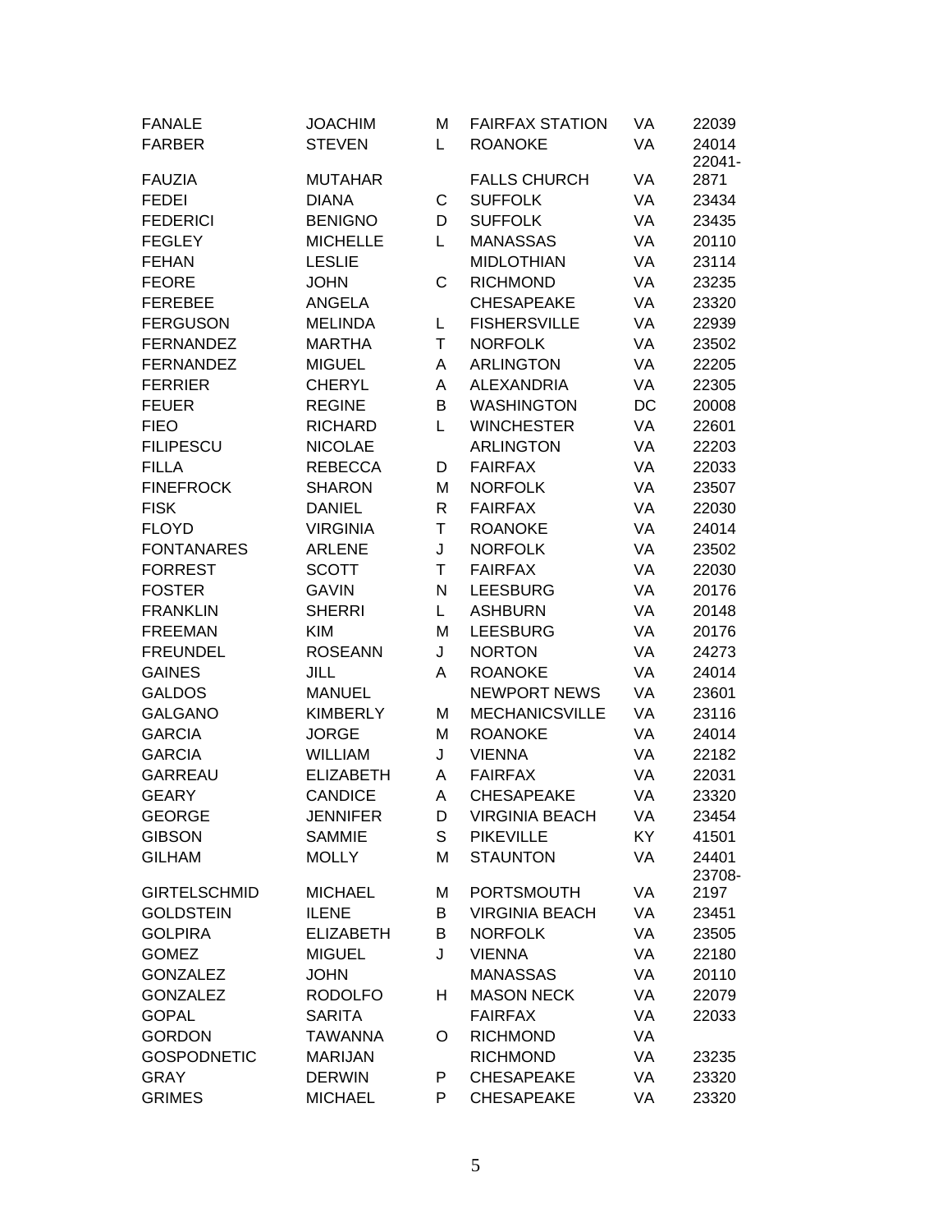| | | | | | |
|---|---|---|---|---|---|
| FANALE | JOACHIM | M | FAIRFAX STATION | VA | 22039 |
| FARBER | STEVEN | L | ROANOKE | VA | 24014 |
| FAUZIA | MUTAHAR | | FALLS CHURCH | VA | 22041-2871 |
| FEDEI | DIANA | C | SUFFOLK | VA | 23434 |
| FEDERICI | BENIGNO | D | SUFFOLK | VA | 23435 |
| FEGLEY | MICHELLE | L | MANASSAS | VA | 20110 |
| FEHAN | LESLIE | | MIDLOTHIAN | VA | 23114 |
| FEORE | JOHN | C | RICHMOND | VA | 23235 |
| FEREBEE | ANGELA | | CHESAPEAKE | VA | 23320 |
| FERGUSON | MELINDA | L | FISHERSVILLE | VA | 22939 |
| FERNANDEZ | MARTHA | T | NORFOLK | VA | 23502 |
| FERNANDEZ | MIGUEL | A | ARLINGTON | VA | 22205 |
| FERRIER | CHERYL | A | ALEXANDRIA | VA | 22305 |
| FEUER | REGINE | B | WASHINGTON | DC | 20008 |
| FIEO | RICHARD | L | WINCHESTER | VA | 22601 |
| FILIPESCU | NICOLAE | | ARLINGTON | VA | 22203 |
| FILLA | REBECCA | D | FAIRFAX | VA | 22033 |
| FINEFROCK | SHARON | M | NORFOLK | VA | 23507 |
| FISK | DANIEL | R | FAIRFAX | VA | 22030 |
| FLOYD | VIRGINIA | T | ROANOKE | VA | 24014 |
| FONTANARES | ARLENE | J | NORFOLK | VA | 23502 |
| FORREST | SCOTT | T | FAIRFAX | VA | 22030 |
| FOSTER | GAVIN | N | LEESBURG | VA | 20176 |
| FRANKLIN | SHERRI | L | ASHBURN | VA | 20148 |
| FREEMAN | KIM | M | LEESBURG | VA | 20176 |
| FREUNDEL | ROSEANN | J | NORTON | VA | 24273 |
| GAINES | JILL | A | ROANOKE | VA | 24014 |
| GALDOS | MANUEL | | NEWPORT NEWS | VA | 23601 |
| GALGANO | KIMBERLY | M | MECHANICSVILLE | VA | 23116 |
| GARCIA | JORGE | M | ROANOKE | VA | 24014 |
| GARCIA | WILLIAM | J | VIENNA | VA | 22182 |
| GARREAU | ELIZABETH | A | FAIRFAX | VA | 22031 |
| GEARY | CANDICE | A | CHESAPEAKE | VA | 23320 |
| GEORGE | JENNIFER | D | VIRGINIA BEACH | VA | 23454 |
| GIBSON | SAMMIE | S | PIKEVILLE | KY | 41501 |
| GILHAM | MOLLY | M | STAUNTON | VA | 24401 |
| GIRTELSCHMID | MICHAEL | M | PORTSMOUTH | VA | 23708-2197 |
| GOLDSTEIN | ILENE | B | VIRGINIA BEACH | VA | 23451 |
| GOLPIRA | ELIZABETH | B | NORFOLK | VA | 23505 |
| GOMEZ | MIGUEL | J | VIENNA | VA | 22180 |
| GONZALEZ | JOHN | | MANASSAS | VA | 20110 |
| GONZALEZ | RODOLFO | H | MASON NECK | VA | 22079 |
| GOPAL | SARITA | | FAIRFAX | VA | 22033 |
| GORDON | TAWANNA | O | RICHMOND | VA | |
| GOSPODNETIC | MARIJAN | | RICHMOND | VA | 23235 |
| GRAY | DERWIN | P | CHESAPEAKE | VA | 23320 |
| GRIMES | MICHAEL | P | CHESAPEAKE | VA | 23320 |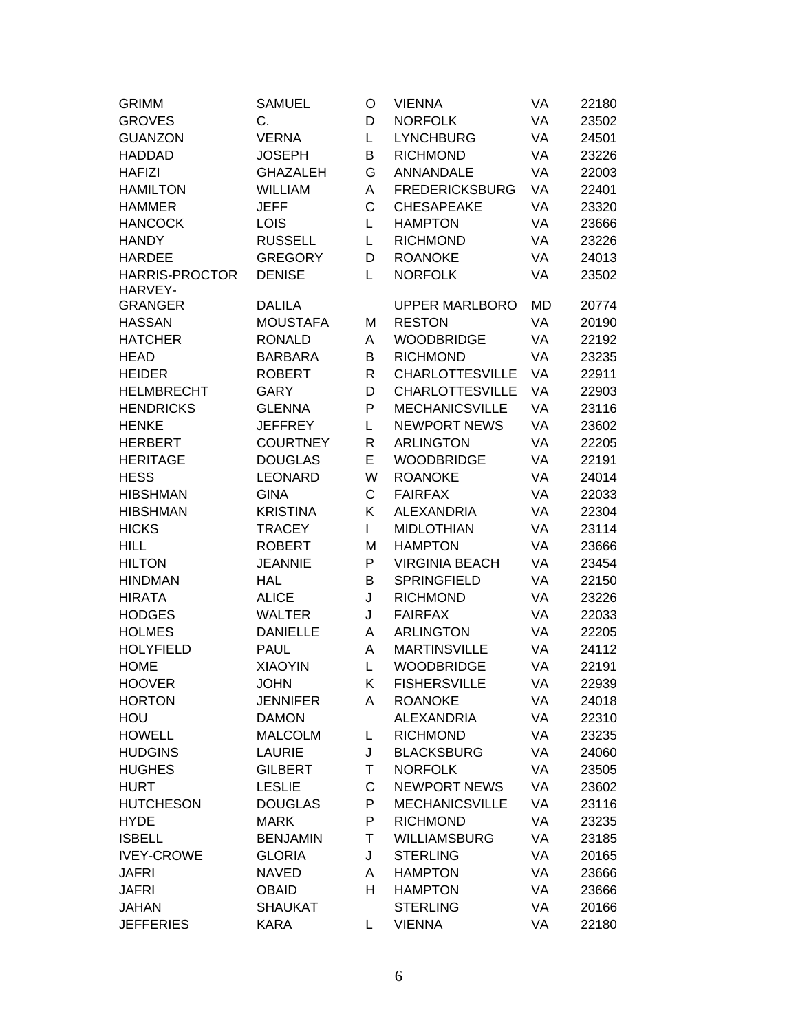| | | | | | |
|---|---|---|---|---|---|
| GRIMM | SAMUEL | O | VIENNA | VA | 22180 |
| GROVES | C. | D | NORFOLK | VA | 23502 |
| GUANZON | VERNA | L | LYNCHBURG | VA | 24501 |
| HADDAD | JOSEPH | B | RICHMOND | VA | 23226 |
| HAFIZI | GHAZALEH | G | ANNANDALE | VA | 22003 |
| HAMILTON | WILLIAM | A | FREDERICKSBURG | VA | 22401 |
| HAMMER | JEFF | C | CHESAPEAKE | VA | 23320 |
| HANCOCK | LOIS | L | HAMPTON | VA | 23666 |
| HANDY | RUSSELL | L | RICHMOND | VA | 23226 |
| HARDEE | GREGORY | D | ROANOKE | VA | 24013 |
| HARRIS-PROCTOR | DENISE | L | NORFOLK | VA | 23502 |
| HARVEY-GRANGER | DALILA | | UPPER MARLBORO | MD | 20774 |
| HASSAN | MOUSTAFA | M | RESTON | VA | 20190 |
| HATCHER | RONALD | A | WOODBRIDGE | VA | 22192 |
| HEAD | BARBARA | B | RICHMOND | VA | 23235 |
| HEIDER | ROBERT | R | CHARLOTTESVILLE | VA | 22911 |
| HELMBRECHT | GARY | D | CHARLOTTESVILLE | VA | 22903 |
| HENDRICKS | GLENNA | P | MECHANICSVILLE | VA | 23116 |
| HENKE | JEFFREY | L | NEWPORT NEWS | VA | 23602 |
| HERBERT | COURTNEY | R | ARLINGTON | VA | 22205 |
| HERITAGE | DOUGLAS | E | WOODBRIDGE | VA | 22191 |
| HESS | LEONARD | W | ROANOKE | VA | 24014 |
| HIBSHMAN | GINA | C | FAIRFAX | VA | 22033 |
| HIBSHMAN | KRISTINA | K | ALEXANDRIA | VA | 22304 |
| HICKS | TRACEY | I | MIDLOTHIAN | VA | 23114 |
| HILL | ROBERT | M | HAMPTON | VA | 23666 |
| HILTON | JEANNIE | P | VIRGINIA BEACH | VA | 23454 |
| HINDMAN | HAL | B | SPRINGFIELD | VA | 22150 |
| HIRATA | ALICE | J | RICHMOND | VA | 23226 |
| HODGES | WALTER | J | FAIRFAX | VA | 22033 |
| HOLMES | DANIELLE | A | ARLINGTON | VA | 22205 |
| HOLYFIELD | PAUL | A | MARTINSVILLE | VA | 24112 |
| HOME | XIAOYIN | L | WOODBRIDGE | VA | 22191 |
| HOOVER | JOHN | K | FISHERSVILLE | VA | 22939 |
| HORTON | JENNIFER | A | ROANOKE | VA | 24018 |
| HOU | DAMON | | ALEXANDRIA | VA | 22310 |
| HOWELL | MALCOLM | L | RICHMOND | VA | 23235 |
| HUDGINS | LAURIE | J | BLACKSBURG | VA | 24060 |
| HUGHES | GILBERT | T | NORFOLK | VA | 23505 |
| HURT | LESLIE | C | NEWPORT NEWS | VA | 23602 |
| HUTCHESON | DOUGLAS | P | MECHANICSVILLE | VA | 23116 |
| HYDE | MARK | P | RICHMOND | VA | 23235 |
| ISBELL | BENJAMIN | T | WILLIAMSBURG | VA | 23185 |
| IVEY-CROWE | GLORIA | J | STERLING | VA | 20165 |
| JAFRI | NAVED | A | HAMPTON | VA | 23666 |
| JAFRI | OBAID | H | HAMPTON | VA | 23666 |
| JAHAN | SHAUKAT | | STERLING | VA | 20166 |
| JEFFERIES | KARA | L | VIENNA | VA | 22180 |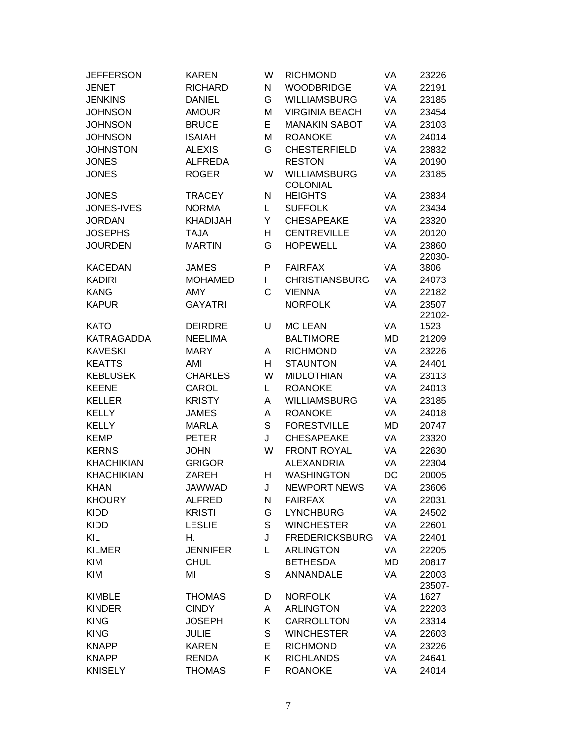| | | | | | |
|---|---|---|---|---|---|
| JEFFERSON | KAREN | W | RICHMOND | VA | 23226 |
| JENET | RICHARD | N | WOODBRIDGE | VA | 22191 |
| JENKINS | DANIEL | G | WILLIAMSBURG | VA | 23185 |
| JOHNSON | AMOUR | M | VIRGINIA BEACH | VA | 23454 |
| JOHNSON | BRUCE | E | MANAKIN SABOT | VA | 23103 |
| JOHNSON | ISAIAH | M | ROANOKE | VA | 24014 |
| JOHNSTON | ALEXIS | G | CHESTERFIELD | VA | 23832 |
| JONES | ALFREDA | | RESTON | VA | 20190 |
| JONES | ROGER | W | WILLIAMSBURG | VA | 23185 |
| JONES | TRACEY | N | COLONIAL HEIGHTS | VA | 23834 |
| JONES-IVES | NORMA | L | SUFFOLK | VA | 23434 |
| JORDAN | KHADIJAH | Y | CHESAPEAKE | VA | 23320 |
| JOSEPHS | TAJA | H | CENTREVILLE | VA | 20120 |
| JOURDEN | MARTIN | G | HOPEWELL | VA | 23860 |
| KACEDAN | JAMES | P | FAIRFAX | VA | 22030-3806 |
| KADIRI | MOHAMED | I | CHRISTIANSBURG | VA | 24073 |
| KANG | AMY | C | VIENNA | VA | 22182 |
| KAPUR | GAYATRI | | NORFOLK | VA | 23507 |
| KATO | DEIRDRE | U | MC LEAN | VA | 22102-1523 |
| KATRAGADDA | NEELIMA | | BALTIMORE | MD | 21209 |
| KAVESKI | MARY | A | RICHMOND | VA | 23226 |
| KEATTS | AMI | H | STAUNTON | VA | 24401 |
| KEBLUSEK | CHARLES | W | MIDLOTHIAN | VA | 23113 |
| KEENE | CAROL | L | ROANOKE | VA | 24013 |
| KELLER | KRISTY | A | WILLIAMSBURG | VA | 23185 |
| KELLY | JAMES | A | ROANOKE | VA | 24018 |
| KELLY | MARLA | S | FORESTVILLE | MD | 20747 |
| KEMP | PETER | J | CHESAPEAKE | VA | 23320 |
| KERNS | JOHN | W | FRONT ROYAL | VA | 22630 |
| KHACHIKIAN | GRIGOR | | ALEXANDRIA | VA | 22304 |
| KHACHIKIAN | ZAREH | H | WASHINGTON | DC | 20005 |
| KHAN | JAWWAD | J | NEWPORT NEWS | VA | 23606 |
| KHOURY | ALFRED | N | FAIRFAX | VA | 22031 |
| KIDD | KRISTI | G | LYNCHBURG | VA | 24502 |
| KIDD | LESLIE | S | WINCHESTER | VA | 22601 |
| KIL | H. | J | FREDERICKSBURG | VA | 22401 |
| KILMER | JENNIFER | L | ARLINGTON | VA | 22205 |
| KIM | CHUL | | BETHESDA | MD | 20817 |
| KIM | MI | S | ANNANDALE | VA | 22003 |
| KIMBLE | THOMAS | D | NORFOLK | VA | 23507-1627 |
| KINDER | CINDY | A | ARLINGTON | VA | 22203 |
| KING | JOSEPH | K | CARROLLTON | VA | 23314 |
| KING | JULIE | S | WINCHESTER | VA | 22603 |
| KNAPP | KAREN | E | RICHMOND | VA | 23226 |
| KNAPP | RENDA | K | RICHLANDS | VA | 24641 |
| KNISELY | THOMAS | F | ROANOKE | VA | 24014 |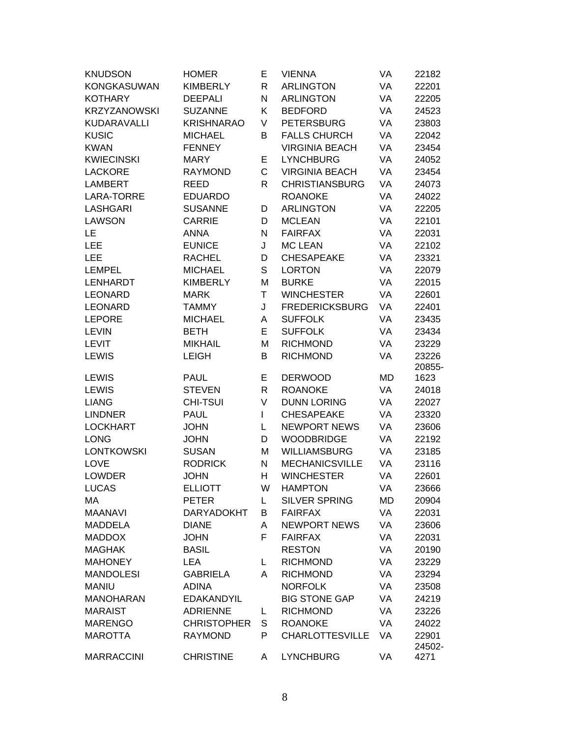| | | | | | |
|---|---|---|---|---|---|
| KNUDSON | HOMER | E | VIENNA | VA | 22182 |
| KONGKASUWAN | KIMBERLY | R | ARLINGTON | VA | 22201 |
| KOTHARY | DEEPALI | N | ARLINGTON | VA | 22205 |
| KRZYZANOWSKI | SUZANNE | K | BEDFORD | VA | 24523 |
| KUDARAVALLI | KRISHNARAO | V | PETERSBURG | VA | 23803 |
| KUSIC | MICHAEL | B | FALLS CHURCH | VA | 22042 |
| KWAN | FENNEY | | VIRGINIA BEACH | VA | 23454 |
| KWIECINSKI | MARY | E | LYNCHBURG | VA | 24052 |
| LACKORE | RAYMOND | C | VIRGINIA BEACH | VA | 23454 |
| LAMBERT | REED | R | CHRISTIANSBURG | VA | 24073 |
| LARA-TORRE | EDUARDO | | ROANOKE | VA | 24022 |
| LASHGARI | SUSANNE | D | ARLINGTON | VA | 22205 |
| LAWSON | CARRIE | D | MCLEAN | VA | 22101 |
| LE | ANNA | N | FAIRFAX | VA | 22031 |
| LEE | EUNICE | J | MC LEAN | VA | 22102 |
| LEE | RACHEL | D | CHESAPEAKE | VA | 23321 |
| LEMPEL | MICHAEL | S | LORTON | VA | 22079 |
| LENHARDT | KIMBERLY | M | BURKE | VA | 22015 |
| LEONARD | MARK | T | WINCHESTER | VA | 22601 |
| LEONARD | TAMMY | J | FREDERICKSBURG | VA | 22401 |
| LEPORE | MICHAEL | A | SUFFOLK | VA | 23435 |
| LEVIN | BETH | E | SUFFOLK | VA | 23434 |
| LEVIT | MIKHAIL | M | RICHMOND | VA | 23229 |
| LEWIS | LEIGH | B | RICHMOND | VA | 23226 |
| LEWIS | PAUL | E | DERWOOD | MD | 20855-1623 |
| LEWIS | STEVEN | R | ROANOKE | VA | 24018 |
| LIANG | CHI-TSUI | V | DUNN LORING | VA | 22027 |
| LINDNER | PAUL | I | CHESAPEAKE | VA | 23320 |
| LOCKHART | JOHN | L | NEWPORT NEWS | VA | 23606 |
| LONG | JOHN | D | WOODBRIDGE | VA | 22192 |
| LONTKOWSKI | SUSAN | M | WILLIAMSBURG | VA | 23185 |
| LOVE | RODRICK | N | MECHANICSVILLE | VA | 23116 |
| LOWDER | JOHN | H | WINCHESTER | VA | 22601 |
| LUCAS | ELLIOTT | W | HAMPTON | VA | 23666 |
| MA | PETER | L | SILVER SPRING | MD | 20904 |
| MAANAVI | DARYADOKHT | B | FAIRFAX | VA | 22031 |
| MADDELA | DIANE | A | NEWPORT NEWS | VA | 23606 |
| MADDOX | JOHN | F | FAIRFAX | VA | 22031 |
| MAGHAK | BASIL | | RESTON | VA | 20190 |
| MAHONEY | LEA | L | RICHMOND | VA | 23229 |
| MANDOLESI | GABRIELA | A | RICHMOND | VA | 23294 |
| MANIU | ADINA | | NORFOLK | VA | 23508 |
| MANOHARAN | EDAKANDYIL | | BIG STONE GAP | VA | 24219 |
| MARAIST | ADRIENNE | L | RICHMOND | VA | 23226 |
| MARENGO | CHRISTOPHER | S | ROANOKE | VA | 24022 |
| MAROTTA | RAYMOND | P | CHARLOTTESVILLE | VA | 22901 |
| MARRACCINI | CHRISTINE | A | LYNCHBURG | VA | 24502-4271 |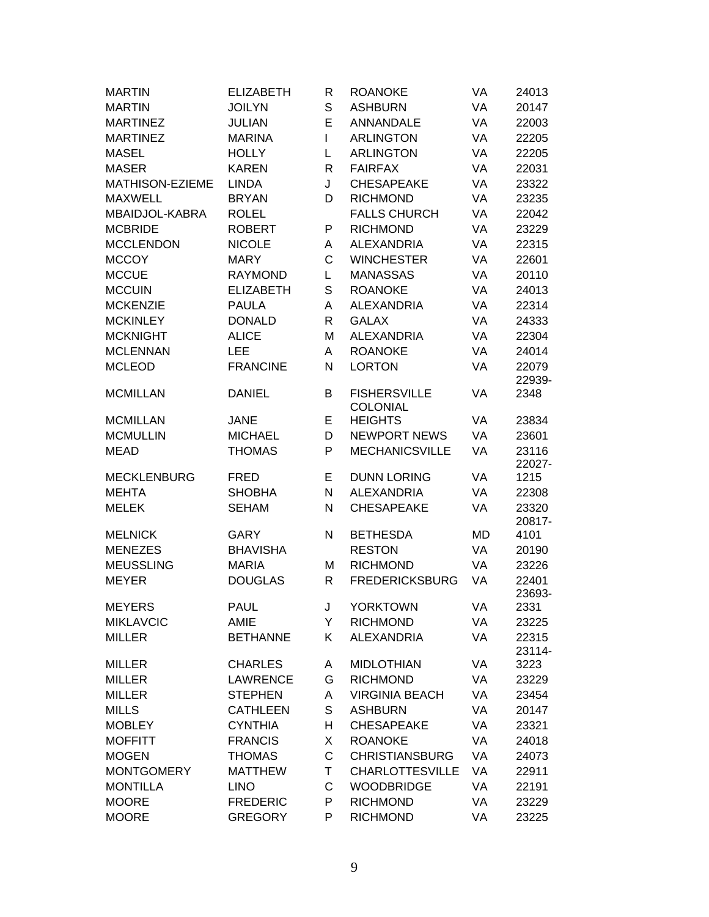| | | | | | |
|---|---|---|---|---|---|
| MARTIN | ELIZABETH | R | ROANOKE | VA | 24013 |
| MARTIN | JOILYN | S | ASHBURN | VA | 20147 |
| MARTINEZ | JULIAN | E | ANNANDALE | VA | 22003 |
| MARTINEZ | MARINA | I | ARLINGTON | VA | 22205 |
| MASEL | HOLLY | L | ARLINGTON | VA | 22205 |
| MASER | KAREN | R | FAIRFAX | VA | 22031 |
| MATHISON-EZIEME | LINDA | J | CHESAPEAKE | VA | 23322 |
| MAXWELL | BRYAN | D | RICHMOND | VA | 23235 |
| MBAIDJOL-KABRA | ROLEL | | FALLS CHURCH | VA | 22042 |
| MCBRIDE | ROBERT | P | RICHMOND | VA | 23229 |
| MCCLENDON | NICOLE | A | ALEXANDRIA | VA | 22315 |
| MCCOY | MARY | C | WINCHESTER | VA | 22601 |
| MCCUE | RAYMOND | L | MANASSAS | VA | 20110 |
| MCCUIN | ELIZABETH | S | ROANOKE | VA | 24013 |
| MCKENZIE | PAULA | A | ALEXANDRIA | VA | 22314 |
| MCKINLEY | DONALD | R | GALAX | VA | 24333 |
| MCKNIGHT | ALICE | M | ALEXANDRIA | VA | 22304 |
| MCLENNAN | LEE | A | ROANOKE | VA | 24014 |
| MCLEOD | FRANCINE | N | LORTON | VA | 22079 |
| MCMILLAN | DANIEL | B | FISHERSVILLE | VA | 22939-2348 |
| MCMILLAN | JANE | E | COLONIAL HEIGHTS | VA | 23834 |
| MCMULLIN | MICHAEL | D | NEWPORT NEWS | VA | 23601 |
| MEAD | THOMAS | P | MECHANICSVILLE | VA | 23116 |
| MECKLENBURG | FRED | E | DUNN LORING | VA | 22027-1215 |
| MEHTA | SHOBHA | N | ALEXANDRIA | VA | 22308 |
| MELEK | SEHAM | N | CHESAPEAKE | VA | 23320 |
| MELNICK | GARY | N | BETHESDA | MD | 20817-4101 |
| MENEZES | BHAVISHA | | RESTON | VA | 20190 |
| MEUSSLING | MARIA | M | RICHMOND | VA | 23226 |
| MEYER | DOUGLAS | R | FREDERICKSBURG | VA | 22401 |
| MEYERS | PAUL | J | YORKTOWN | VA | 23693-2331 |
| MIKLAVCIC | AMIE | Y | RICHMOND | VA | 23225 |
| MILLER | BETHANNE | K | ALEXANDRIA | VA | 22315 |
| MILLER | CHARLES | A | MIDLOTHIAN | VA | 23114-3223 |
| MILLER | LAWRENCE | G | RICHMOND | VA | 23229 |
| MILLER | STEPHEN | A | VIRGINIA BEACH | VA | 23454 |
| MILLS | CATHLEEN | S | ASHBURN | VA | 20147 |
| MOBLEY | CYNTHIA | H | CHESAPEAKE | VA | 23321 |
| MOFFITT | FRANCIS | X | ROANOKE | VA | 24018 |
| MOGEN | THOMAS | C | CHRISTIANSBURG | VA | 24073 |
| MONTGOMERY | MATTHEW | T | CHARLOTTESVILLE | VA | 22911 |
| MONTILLA | LINO | C | WOODBRIDGE | VA | 22191 |
| MOORE | FREDERIC | P | RICHMOND | VA | 23229 |
| MOORE | GREGORY | P | RICHMOND | VA | 23225 |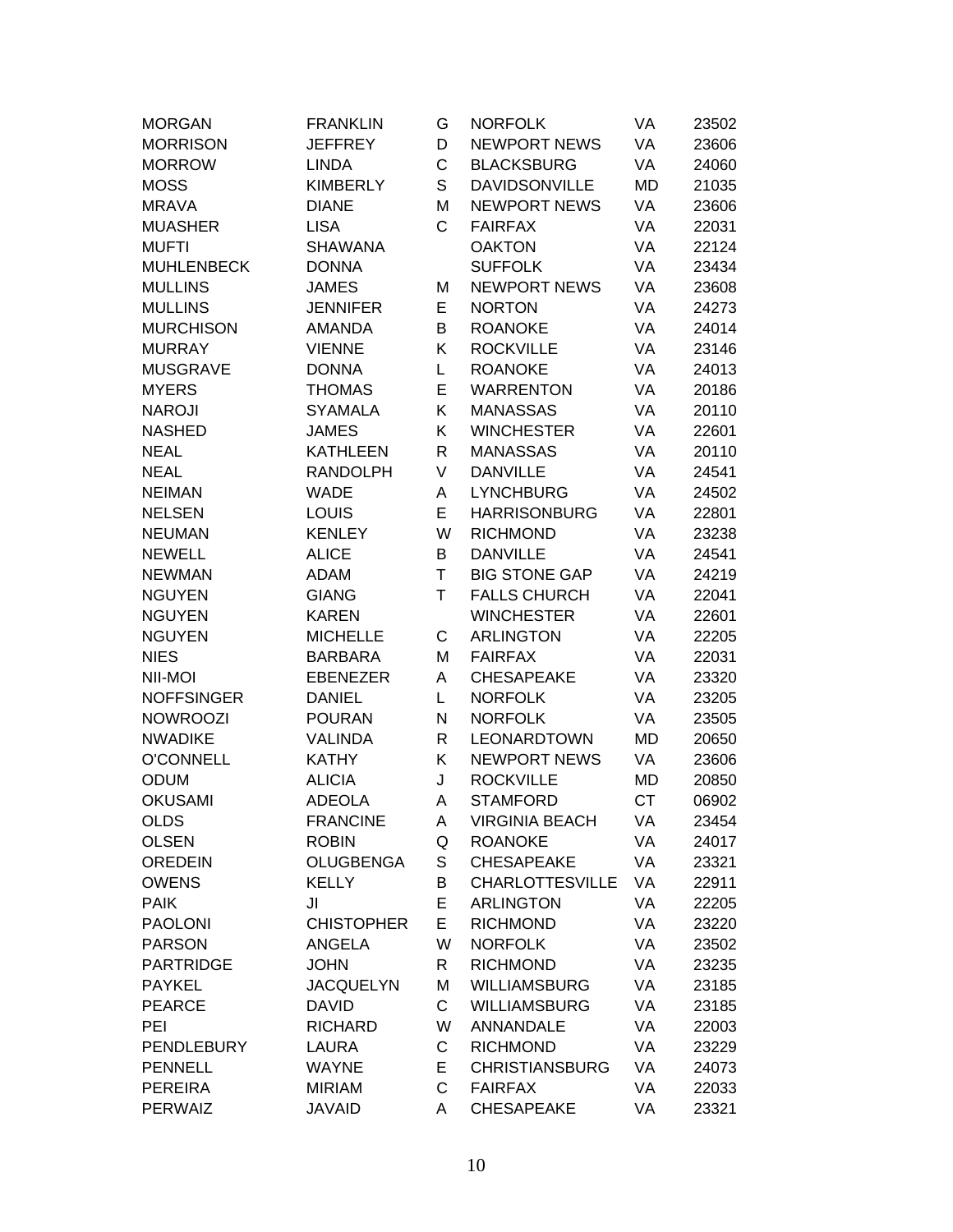| | | | | | |
|---|---|---|---|---|---|
| MORGAN | FRANKLIN | G | NORFOLK | VA | 23502 |
| MORRISON | JEFFREY | D | NEWPORT NEWS | VA | 23606 |
| MORROW | LINDA | C | BLACKSBURG | VA | 24060 |
| MOSS | KIMBERLY | S | DAVIDSONVILLE | MD | 21035 |
| MRAVA | DIANE | M | NEWPORT NEWS | VA | 23606 |
| MUASHER | LISA | C | FAIRFAX | VA | 22031 |
| MUFTI | SHAWANA | | OAKTON | VA | 22124 |
| MUHLENBECK | DONNA | | SUFFOLK | VA | 23434 |
| MULLINS | JAMES | M | NEWPORT NEWS | VA | 23608 |
| MULLINS | JENNIFER | E | NORTON | VA | 24273 |
| MURCHISON | AMANDA | B | ROANOKE | VA | 24014 |
| MURRAY | VIENNE | K | ROCKVILLE | VA | 23146 |
| MUSGRAVE | DONNA | L | ROANOKE | VA | 24013 |
| MYERS | THOMAS | E | WARRENTON | VA | 20186 |
| NAROJI | SYAMALA | K | MANASSAS | VA | 20110 |
| NASHED | JAMES | K | WINCHESTER | VA | 22601 |
| NEAL | KATHLEEN | R | MANASSAS | VA | 20110 |
| NEAL | RANDOLPH | V | DANVILLE | VA | 24541 |
| NEIMAN | WADE | A | LYNCHBURG | VA | 24502 |
| NELSEN | LOUIS | E | HARRISONBURG | VA | 22801 |
| NEUMAN | KENLEY | W | RICHMOND | VA | 23238 |
| NEWELL | ALICE | B | DANVILLE | VA | 24541 |
| NEWMAN | ADAM | T | BIG STONE GAP | VA | 24219 |
| NGUYEN | GIANG | T | FALLS CHURCH | VA | 22041 |
| NGUYEN | KAREN | | WINCHESTER | VA | 22601 |
| NGUYEN | MICHELLE | C | ARLINGTON | VA | 22205 |
| NIES | BARBARA | M | FAIRFAX | VA | 22031 |
| NII-MOI | EBENEZER | A | CHESAPEAKE | VA | 23320 |
| NOFFSINGER | DANIEL | L | NORFOLK | VA | 23205 |
| NOWROOZI | POURAN | N | NORFOLK | VA | 23505 |
| NWADIKE | VALINDA | R | LEONARDTOWN | MD | 20650 |
| O'CONNELL | KATHY | K | NEWPORT NEWS | VA | 23606 |
| ODUM | ALICIA | J | ROCKVILLE | MD | 20850 |
| OKUSAMI | ADEOLA | A | STAMFORD | CT | 06902 |
| OLDS | FRANCINE | A | VIRGINIA BEACH | VA | 23454 |
| OLSEN | ROBIN | Q | ROANOKE | VA | 24017 |
| OREDEIN | OLUGBENGA | S | CHESAPEAKE | VA | 23321 |
| OWENS | KELLY | B | CHARLOTTESVILLE | VA | 22911 |
| PAIK | JI | E | ARLINGTON | VA | 22205 |
| PAOLONI | CHISTOPHER | E | RICHMOND | VA | 23220 |
| PARSON | ANGELA | W | NORFOLK | VA | 23502 |
| PARTRIDGE | JOHN | R | RICHMOND | VA | 23235 |
| PAYKEL | JACQUELYN | M | WILLIAMSBURG | VA | 23185 |
| PEARCE | DAVID | C | WILLIAMSBURG | VA | 23185 |
| PEI | RICHARD | W | ANNANDALE | VA | 22003 |
| PENDLEBURY | LAURA | C | RICHMOND | VA | 23229 |
| PENNELL | WAYNE | E | CHRISTIANSBURG | VA | 24073 |
| PEREIRA | MIRIAM | C | FAIRFAX | VA | 22033 |
| PERWAIZ | JAVAID | A | CHESAPEAKE | VA | 23321 |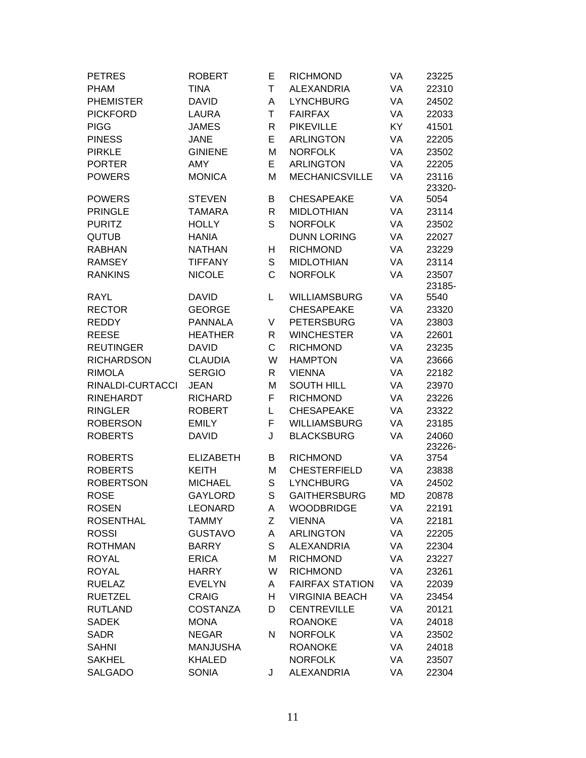| | | | | | |
|---|---|---|---|---|---|
| PETRES | ROBERT | E | RICHMOND | VA | 23225 |
| PHAM | TINA | T | ALEXANDRIA | VA | 22310 |
| PHEMISTER | DAVID | A | LYNCHBURG | VA | 24502 |
| PICKFORD | LAURA | T | FAIRFAX | VA | 22033 |
| PIGG | JAMES | R | PIKEVILLE | KY | 41501 |
| PINESS | JANE | E | ARLINGTON | VA | 22205 |
| PIRKLE | GINIENE | M | NORFOLK | VA | 23502 |
| PORTER | AMY | E | ARLINGTON | VA | 22205 |
| POWERS | MONICA | M | MECHANICSVILLE | VA | 23116 |
| POWERS | STEVEN | B | CHESAPEAKE | VA | 23320-5054 |
| PRINGLE | TAMARA | R | MIDLOTHIAN | VA | 23114 |
| PURITZ | HOLLY | S | NORFOLK | VA | 23502 |
| QUTUB | HANIA | | DUNN LORING | VA | 22027 |
| RABHAN | NATHAN | H | RICHMOND | VA | 23229 |
| RAMSEY | TIFFANY | S | MIDLOTHIAN | VA | 23114 |
| RANKINS | NICOLE | C | NORFOLK | VA | 23507 |
| RAYL | DAVID | L | WILLIAMSBURG | VA | 23185-5540 |
| RECTOR | GEORGE | | CHESAPEAKE | VA | 23320 |
| REDDY | PANNALA | V | PETERSBURG | VA | 23803 |
| REESE | HEATHER | R | WINCHESTER | VA | 22601 |
| REUTINGER | DAVID | C | RICHMOND | VA | 23235 |
| RICHARDSON | CLAUDIA | W | HAMPTON | VA | 23666 |
| RIMOLA | SERGIO | R | VIENNA | VA | 22182 |
| RINALDI-CURTACCI | JEAN | M | SOUTH HILL | VA | 23970 |
| RINEHARDT | RICHARD | F | RICHMOND | VA | 23226 |
| RINGLER | ROBERT | L | CHESAPEAKE | VA | 23322 |
| ROBERSON | EMILY | F | WILLIAMSBURG | VA | 23185 |
| ROBERTS | DAVID | J | BLACKSBURG | VA | 24060 |
| ROBERTS | ELIZABETH | B | RICHMOND | VA | 23226-3754 |
| ROBERTS | KEITH | M | CHESTERFIELD | VA | 23838 |
| ROBERTSON | MICHAEL | S | LYNCHBURG | VA | 24502 |
| ROSE | GAYLORD | S | GAITHERSBURG | MD | 20878 |
| ROSEN | LEONARD | A | WOODBRIDGE | VA | 22191 |
| ROSENTHAL | TAMMY | Z | VIENNA | VA | 22181 |
| ROSSI | GUSTAVO | A | ARLINGTON | VA | 22205 |
| ROTHMAN | BARRY | S | ALEXANDRIA | VA | 22304 |
| ROYAL | ERICA | M | RICHMOND | VA | 23227 |
| ROYAL | HARRY | W | RICHMOND | VA | 23261 |
| RUELAZ | EVELYN | A | FAIRFAX STATION | VA | 22039 |
| RUETZEL | CRAIG | H | VIRGINIA BEACH | VA | 23454 |
| RUTLAND | COSTANZA | D | CENTREVILLE | VA | 20121 |
| SADEK | MONA | | ROANOKE | VA | 24018 |
| SADR | NEGAR | N | NORFOLK | VA | 23502 |
| SAHNI | MANJUSHA | | ROANOKE | VA | 24018 |
| SAKHEL | KHALED | | NORFOLK | VA | 23507 |
| SALGADO | SONIA | J | ALEXANDRIA | VA | 22304 |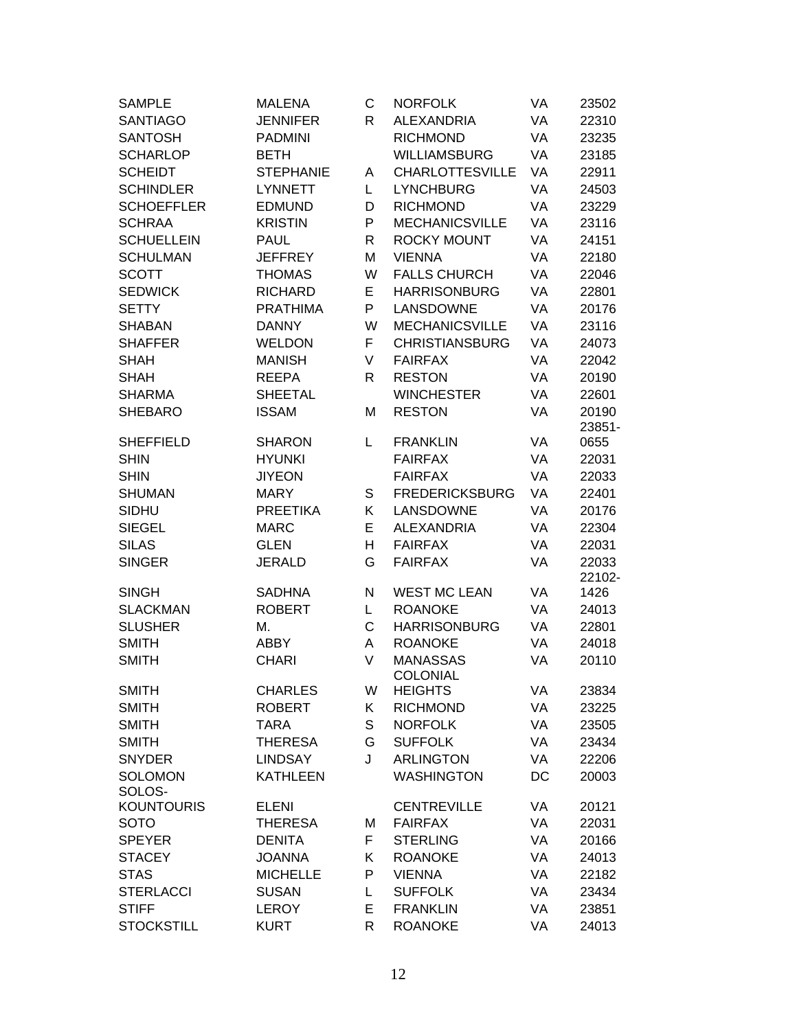| | | | | | |
|---|---|---|---|---|---|
| SAMPLE | MALENA | C | NORFOLK | VA | 23502 |
| SANTIAGO | JENNIFER | R | ALEXANDRIA | VA | 22310 |
| SANTOSH | PADMINI | | RICHMOND | VA | 23235 |
| SCHARLOP | BETH | | WILLIAMSBURG | VA | 23185 |
| SCHEIDT | STEPHANIE | A | CHARLOTTESVILLE | VA | 22911 |
| SCHINDLER | LYNNETT | L | LYNCHBURG | VA | 24503 |
| SCHOEFFLER | EDMUND | D | RICHMOND | VA | 23229 |
| SCHRAA | KRISTIN | P | MECHANICSVILLE | VA | 23116 |
| SCHUELLEIN | PAUL | R | ROCKY MOUNT | VA | 24151 |
| SCHULMAN | JEFFREY | M | VIENNA | VA | 22180 |
| SCOTT | THOMAS | W | FALLS CHURCH | VA | 22046 |
| SEDWICK | RICHARD | E | HARRISONBURG | VA | 22801 |
| SETTY | PRATHIMA | P | LANSDOWNE | VA | 20176 |
| SHABAN | DANNY | W | MECHANICSVILLE | VA | 23116 |
| SHAFFER | WELDON | F | CHRISTIANSBURG | VA | 24073 |
| SHAH | MANISH | V | FAIRFAX | VA | 22042 |
| SHAH | REEPA | R | RESTON | VA | 20190 |
| SHARMA | SHEETAL | | WINCHESTER | VA | 22601 |
| SHEBARO | ISSAM | M | RESTON | VA | 20190 |
| SHEFFIELD | SHARON | L | FRANKLIN | VA | 23851-0655 |
| SHIN | HYUNKI | | FAIRFAX | VA | 22031 |
| SHIN | JIYEON | | FAIRFAX | VA | 22033 |
| SHUMAN | MARY | S | FREDERICKSBURG | VA | 22401 |
| SIDHU | PREETIKA | K | LANSDOWNE | VA | 20176 |
| SIEGEL | MARC | E | ALEXANDRIA | VA | 22304 |
| SILAS | GLEN | H | FAIRFAX | VA | 22031 |
| SINGER | JERALD | G | FAIRFAX | VA | 22033 |
| SINGH | SADHNA | N | WEST MC LEAN | VA | 22102-1426 |
| SLACKMAN | ROBERT | L | ROANOKE | VA | 24013 |
| SLUSHER | M. | C | HARRISONBURG | VA | 22801 |
| SMITH | ABBY | A | ROANOKE | VA | 24018 |
| SMITH | CHARI | V | MANASSAS | VA | 20110 |
| SMITH | CHARLES | W | COLONIAL HEIGHTS | VA | 23834 |
| SMITH | ROBERT | K | RICHMOND | VA | 23225 |
| SMITH | TARA | S | NORFOLK | VA | 23505 |
| SMITH | THERESA | G | SUFFOLK | VA | 23434 |
| SNYDER | LINDSAY | J | ARLINGTON | VA | 22206 |
| SOLOMON | KATHLEEN | | WASHINGTON | DC | 20003 |
| SOLOS-KOUNTOURIS | ELENI | | CENTREVILLE | VA | 20121 |
| SOTO | THERESA | M | FAIRFAX | VA | 22031 |
| SPEYER | DENITA | F | STERLING | VA | 20166 |
| STACEY | JOANNA | K | ROANOKE | VA | 24013 |
| STAS | MICHELLE | P | VIENNA | VA | 22182 |
| STERLACCI | SUSAN | L | SUFFOLK | VA | 23434 |
| STIFF | LEROY | E | FRANKLIN | VA | 23851 |
| STOCKSTILL | KURT | R | ROANOKE | VA | 24013 |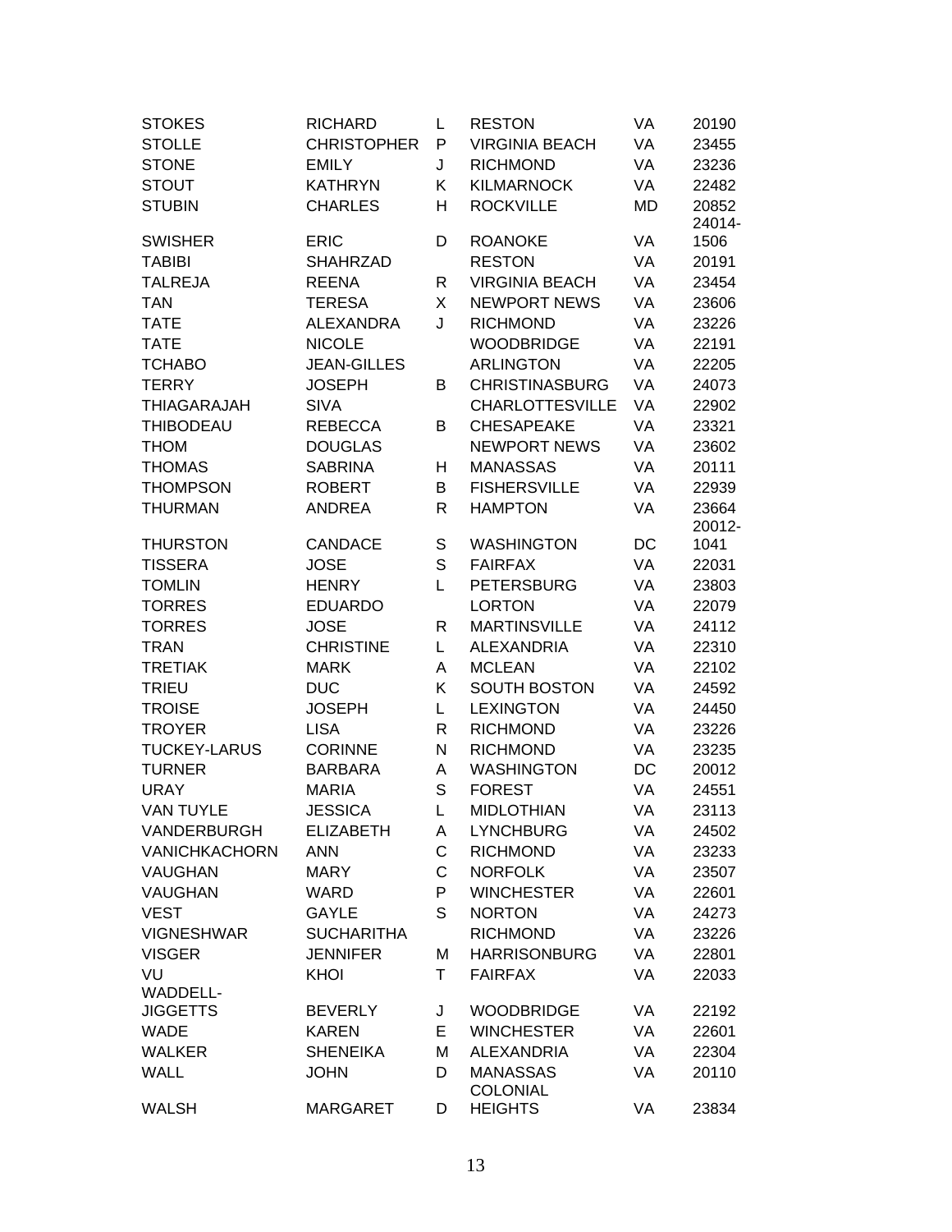| | | | | | |
|---|---|---|---|---|---|
| STOKES | RICHARD | L | RESTON | VA | 20190 |
| STOLLE | CHRISTOPHER | P | VIRGINIA BEACH | VA | 23455 |
| STONE | EMILY | J | RICHMOND | VA | 23236 |
| STOUT | KATHRYN | K | KILMARNOCK | VA | 22482 |
| STUBIN | CHARLES | H | ROCKVILLE | MD | 20852 |
| SWISHER | ERIC | D | ROANOKE | VA | 24014-1506 |
| TABIBI | SHAHRZAD | | RESTON | VA | 20191 |
| TALREJA | REENA | R | VIRGINIA BEACH | VA | 23454 |
| TAN | TERESA | X | NEWPORT NEWS | VA | 23606 |
| TATE | ALEXANDRA | J | RICHMOND | VA | 23226 |
| TATE | NICOLE | | WOODBRIDGE | VA | 22191 |
| TCHABO | JEAN-GILLES | | ARLINGTON | VA | 22205 |
| TERRY | JOSEPH | B | CHRISTINASBURG | VA | 24073 |
| THIAGARAJAH | SIVA | | CHARLOTTESVILLE | VA | 22902 |
| THIBODEAU | REBECCA | B | CHESAPEAKE | VA | 23321 |
| THOM | DOUGLAS | | NEWPORT NEWS | VA | 23602 |
| THOMAS | SABRINA | H | MANASSAS | VA | 20111 |
| THOMPSON | ROBERT | B | FISHERSVILLE | VA | 22939 |
| THURMAN | ANDREA | R | HAMPTON | VA | 23664 |
| THURSTON | CANDACE | S | WASHINGTON | DC | 20012-1041 |
| TISSERA | JOSE | S | FAIRFAX | VA | 22031 |
| TOMLIN | HENRY | L | PETERSBURG | VA | 23803 |
| TORRES | EDUARDO | | LORTON | VA | 22079 |
| TORRES | JOSE | R | MARTINSVILLE | VA | 24112 |
| TRAN | CHRISTINE | L | ALEXANDRIA | VA | 22310 |
| TRETIAK | MARK | A | MCLEAN | VA | 22102 |
| TRIEU | DUC | K | SOUTH BOSTON | VA | 24592 |
| TROISE | JOSEPH | L | LEXINGTON | VA | 24450 |
| TROYER | LISA | R | RICHMOND | VA | 23226 |
| TUCKEY-LARUS | CORINNE | N | RICHMOND | VA | 23235 |
| TURNER | BARBARA | A | WASHINGTON | DC | 20012 |
| URAY | MARIA | S | FOREST | VA | 24551 |
| VAN TUYLE | JESSICA | L | MIDLOTHIAN | VA | 23113 |
| VANDERBURGH | ELIZABETH | A | LYNCHBURG | VA | 24502 |
| VANICHKACHORN | ANN | C | RICHMOND | VA | 23233 |
| VAUGHAN | MARY | C | NORFOLK | VA | 23507 |
| VAUGHAN | WARD | P | WINCHESTER | VA | 22601 |
| VEST | GAYLE | S | NORTON | VA | 24273 |
| VIGNESHWAR | SUCHARITHA | | RICHMOND | VA | 23226 |
| VISGER | JENNIFER | M | HARRISONBURG | VA | 22801 |
| VU | KHOI | T | FAIRFAX | VA | 22033 |
| WADDELL-JIGGETTS | BEVERLY | J | WOODBRIDGE | VA | 22192 |
| WADE | KAREN | E | WINCHESTER | VA | 22601 |
| WALKER | SHENEIKA | M | ALEXANDRIA | VA | 22304 |
| WALL | JOHN | D | MANASSAS | VA | 20110 |
| WALSH | MARGARET | D | COLONIAL HEIGHTS | VA | 23834 |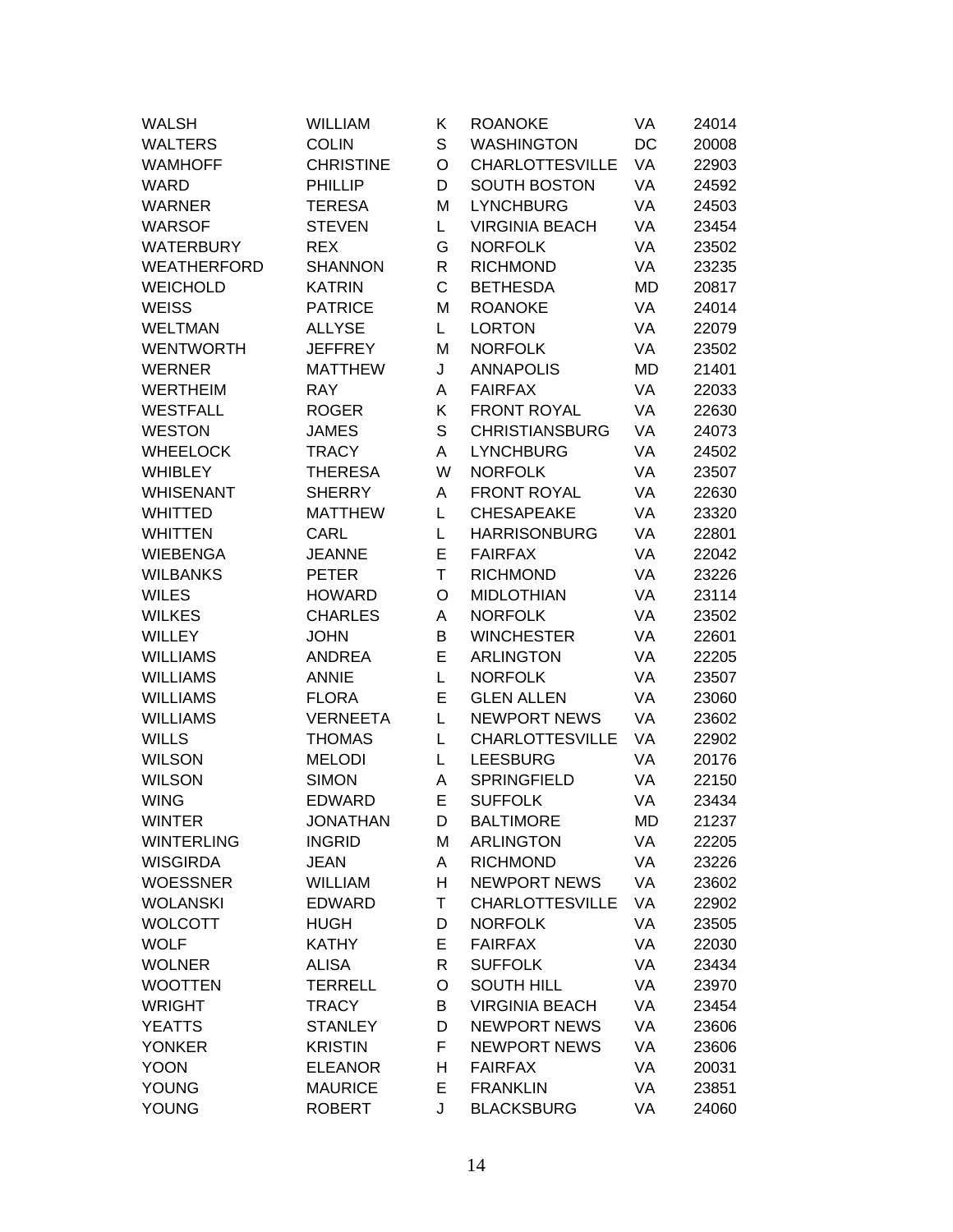| | | | | | |
|---|---|---|---|---|---|
| WALSH | WILLIAM | K | ROANOKE | VA | 24014 |
| WALTERS | COLIN | S | WASHINGTON | DC | 20008 |
| WAMHOFF | CHRISTINE | O | CHARLOTTESVILLE | VA | 22903 |
| WARD | PHILLIP | D | SOUTH BOSTON | VA | 24592 |
| WARNER | TERESA | M | LYNCHBURG | VA | 24503 |
| WARSOF | STEVEN | L | VIRGINIA BEACH | VA | 23454 |
| WATERBURY | REX | G | NORFOLK | VA | 23502 |
| WEATHERFORD | SHANNON | R | RICHMOND | VA | 23235 |
| WEICHOLD | KATRIN | C | BETHESDA | MD | 20817 |
| WEISS | PATRICE | M | ROANOKE | VA | 24014 |
| WELTMAN | ALLYSE | L | LORTON | VA | 22079 |
| WENTWORTH | JEFFREY | M | NORFOLK | VA | 23502 |
| WERNER | MATTHEW | J | ANNAPOLIS | MD | 21401 |
| WERTHEIM | RAY | A | FAIRFAX | VA | 22033 |
| WESTFALL | ROGER | K | FRONT ROYAL | VA | 22630 |
| WESTON | JAMES | S | CHRISTIANSBURG | VA | 24073 |
| WHEELOCK | TRACY | A | LYNCHBURG | VA | 24502 |
| WHIBLEY | THERESA | W | NORFOLK | VA | 23507 |
| WHISENANT | SHERRY | A | FRONT ROYAL | VA | 22630 |
| WHITTED | MATTHEW | L | CHESAPEAKE | VA | 23320 |
| WHITTEN | CARL | L | HARRISONBURG | VA | 22801 |
| WIEBENGA | JEANNE | E | FAIRFAX | VA | 22042 |
| WILBANKS | PETER | T | RICHMOND | VA | 23226 |
| WILES | HOWARD | O | MIDLOTHIAN | VA | 23114 |
| WILKES | CHARLES | A | NORFOLK | VA | 23502 |
| WILLEY | JOHN | B | WINCHESTER | VA | 22601 |
| WILLIAMS | ANDREA | E | ARLINGTON | VA | 22205 |
| WILLIAMS | ANNIE | L | NORFOLK | VA | 23507 |
| WILLIAMS | FLORA | E | GLEN ALLEN | VA | 23060 |
| WILLIAMS | VERNEETA | L | NEWPORT NEWS | VA | 23602 |
| WILLS | THOMAS | L | CHARLOTTESVILLE | VA | 22902 |
| WILSON | MELODI | L | LEESBURG | VA | 20176 |
| WILSON | SIMON | A | SPRINGFIELD | VA | 22150 |
| WING | EDWARD | E | SUFFOLK | VA | 23434 |
| WINTER | JONATHAN | D | BALTIMORE | MD | 21237 |
| WINTERLING | INGRID | M | ARLINGTON | VA | 22205 |
| WISGIRDA | JEAN | A | RICHMOND | VA | 23226 |
| WOESSNER | WILLIAM | H | NEWPORT NEWS | VA | 23602 |
| WOLANSKI | EDWARD | T | CHARLOTTESVILLE | VA | 22902 |
| WOLCOTT | HUGH | D | NORFOLK | VA | 23505 |
| WOLF | KATHY | E | FAIRFAX | VA | 22030 |
| WOLNER | ALISA | R | SUFFOLK | VA | 23434 |
| WOOTTEN | TERRELL | O | SOUTH HILL | VA | 23970 |
| WRIGHT | TRACY | B | VIRGINIA BEACH | VA | 23454 |
| YEATTS | STANLEY | D | NEWPORT NEWS | VA | 23606 |
| YONKER | KRISTIN | F | NEWPORT NEWS | VA | 23606 |
| YOON | ELEANOR | H | FAIRFAX | VA | 20031 |
| YOUNG | MAURICE | E | FRANKLIN | VA | 23851 |
| YOUNG | ROBERT | J | BLACKSBURG | VA | 24060 |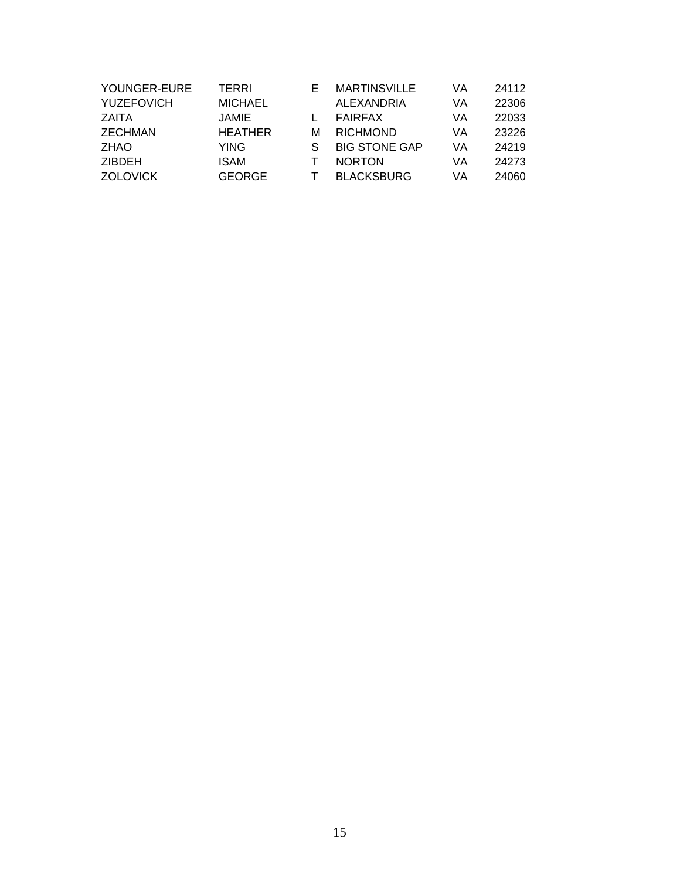| | | | | | |
|---|---|---|---|---|---|
| YOUNGER-EURE | TERRI | E | MARTINSVILLE | VA | 24112 |
| YUZEFOVICH | MICHAEL | | ALEXANDRIA | VA | 22306 |
| ZAITA | JAMIE | L | FAIRFAX | VA | 22033 |
| ZECHMAN | HEATHER | M | RICHMOND | VA | 23226 |
| ZHAO | YING | S | BIG STONE GAP | VA | 24219 |
| ZIBDEH | ISAM | T | NORTON | VA | 24273 |
| ZOLOVICK | GEORGE | T | BLACKSBURG | VA | 24060 |